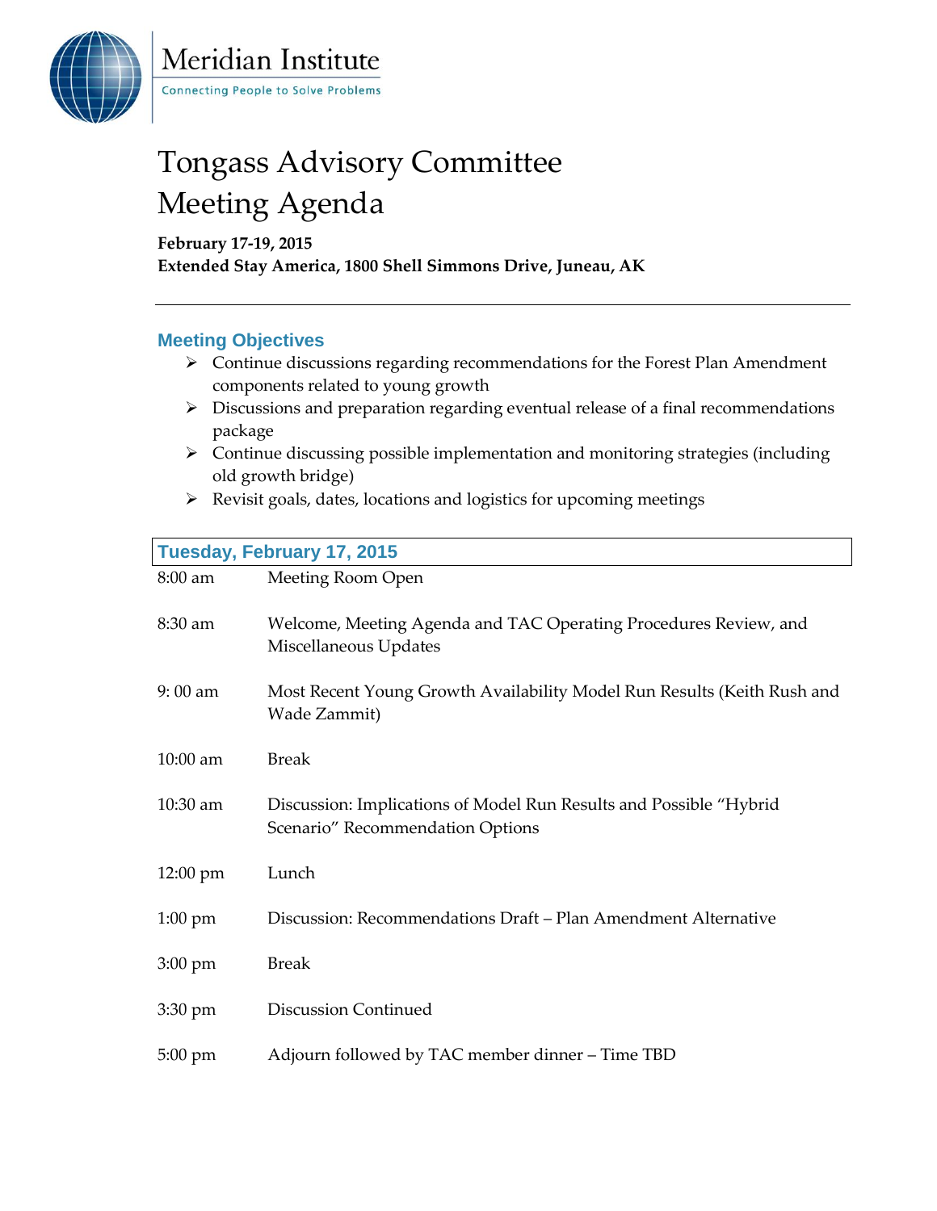Meridian Institute

Connecting People to Solve Problems

# Tongass Advisory Committee
# Meeting Agenda

**February 17-19, 2015**
**Extended Stay America, 1800 Shell Simmons Drive, Juneau, AK**

---

## Meeting Objectives

- Continue discussions regarding recommendations for the Forest Plan Amendment components related to young growth
- Discussions and preparation regarding eventual release of a final recommendations package
- Continue discussing possible implementation and monitoring strategies (including old growth bridge)
- Revisit goals, dates, locations and logistics for upcoming meetings

## Tuesday, February 17, 2015

| | |
|---|---|
| 8:00 am | Meeting Room Open |
| 8:30 am | Welcome, Meeting Agenda and TAC Operating Procedures Review, and Miscellaneous Updates |
| 9: 00 am | Most Recent Young Growth Availability Model Run Results (Keith Rush and Wade Zammit) |
| 10:00 am | Break |
| 10:30 am | Discussion: Implications of Model Run Results and Possible "Hybrid Scenario" Recommendation Options |
| 12:00 pm | Lunch |
| 1:00 pm | Discussion: Recommendations Draft – Plan Amendment Alternative |
| 3:00 pm | Break |
| 3:30 pm | Discussion Continued |
| 5:00 pm | Adjourn followed by TAC member dinner – Time TBD |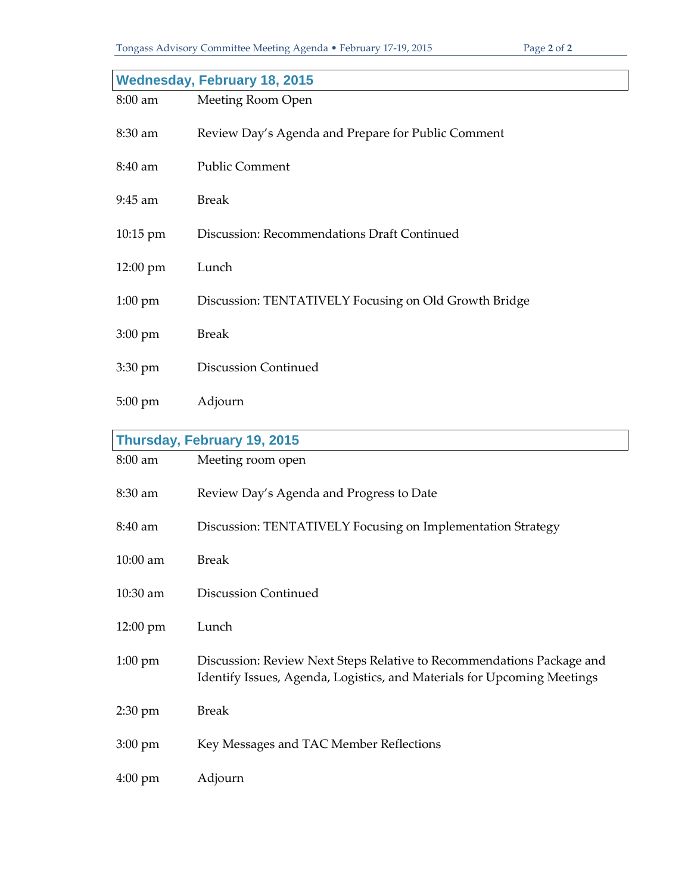## Wednesday, February 18, 2015

| | |
|---|---|
| 8:00 am | Meeting Room Open |
| 8:30 am | Review Day's Agenda and Prepare for Public Comment |
| 8:40 am | Public Comment |
| 9:45 am | Break |
| 10:15 pm | Discussion: Recommendations Draft Continued |
| 12:00 pm | Lunch |
| 1:00 pm | Discussion: TENTATIVELY Focusing on Old Growth Bridge |
| 3:00 pm | Break |
| 3:30 pm | Discussion Continued |
| 5:00 pm | Adjourn |

## Thursday, February 19, 2015

| | |
|---|---|
| 8:00 am | Meeting room open |
| 8:30 am | Review Day's Agenda and Progress to Date |
| 8:40 am | Discussion: TENTATIVELY Focusing on Implementation Strategy |
| 10:00 am | Break |
| 10:30 am | Discussion Continued |
| 12:00 pm | Lunch |
| 1:00 pm | Discussion: Review Next Steps Relative to Recommendations Package and Identify Issues, Agenda, Logistics, and Materials for Upcoming Meetings |
| 2:30 pm | Break |
| 3:00 pm | Key Messages and TAC Member Reflections |
| 4:00 pm | Adjourn |